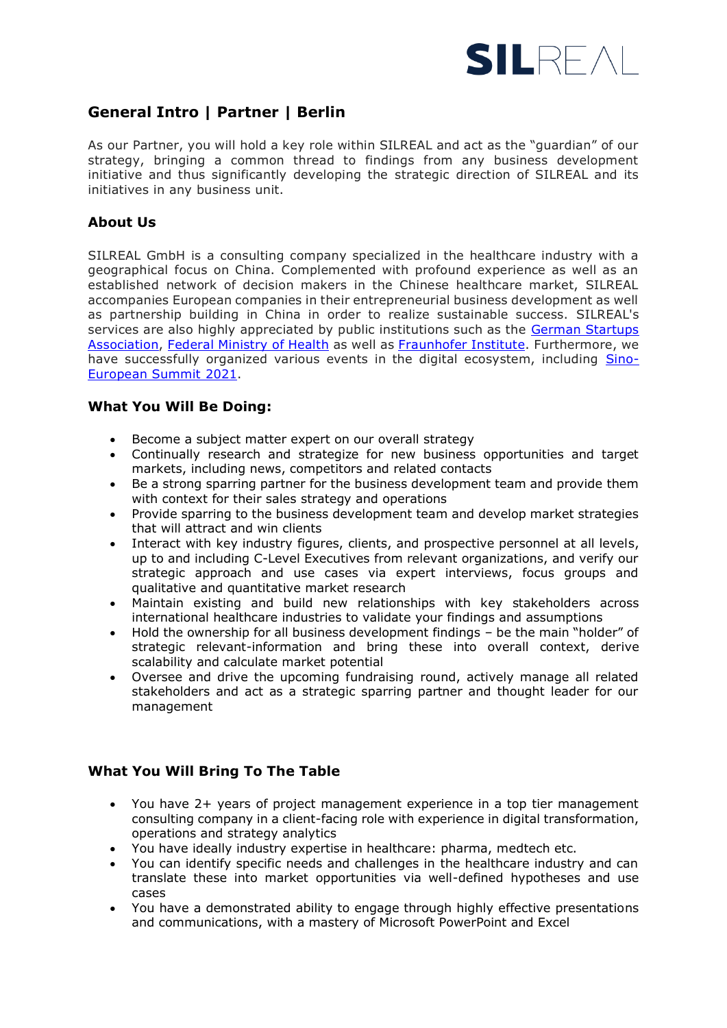SILREAL

# General Intro | Partner | Berlin

As our Partner, you will hold a key role within SILREAL and act as the "guardian" of our strategy, bringing a common thread to findings from any business development initiative and thus significantly developing the strategic direction of SILREAL and its initiatives in any business unit.

## About Us

SILREAL GmbH is a consulting company specialized in the healthcare industry with a geographical focus on China. Complemented with profound experience as well as an established network of decision makers in the Chinese healthcare market, SILREAL accompanies European companies in their entrepreneurial business development as well as partnership building in China in order to realize sustainable success. SILREAL's services are also highly appreciated by public institutions such as the German Startups Association, Federal Ministry of Health as well as Fraunhofer Institute. Furthermore, we have successfully organized various events in the digital ecosystem, including Sino-European Summit 2021.

## What You Will Be Doing:

- Become a subject matter expert on our overall strategy
- Continually research and strategize for new business opportunities and target markets, including news, competitors and related contacts
- Be a strong sparring partner for the business development team and provide them with context for their sales strategy and operations
- Provide sparring to the business development team and develop market strategies that will attract and win clients
- Interact with key industry figures, clients, and prospective personnel at all levels, up to and including C-Level Executives from relevant organizations, and verify our strategic approach and use cases via expert interviews, focus groups and qualitative and quantitative market research
- Maintain existing and build new relationships with key stakeholders across international healthcare industries to validate your findings and assumptions
- Hold the ownership for all business development findings – be the main "holder" of strategic relevant-information and bring these into overall context, derive scalability and calculate market potential
- Oversee and drive the upcoming fundraising round, actively manage all related stakeholders and act as a strategic sparring partner and thought leader for our management

## What You Will Bring To The Table

- You have 2+ years of project management experience in a top tier management consulting company in a client-facing role with experience in digital transformation, operations and strategy analytics
- You have ideally industry expertise in healthcare: pharma, medtech etc.
- You can identify specific needs and challenges in the healthcare industry and can translate these into market opportunities via well-defined hypotheses and use cases
- You have a demonstrated ability to engage through highly effective presentations and communications, with a mastery of Microsoft PowerPoint and Excel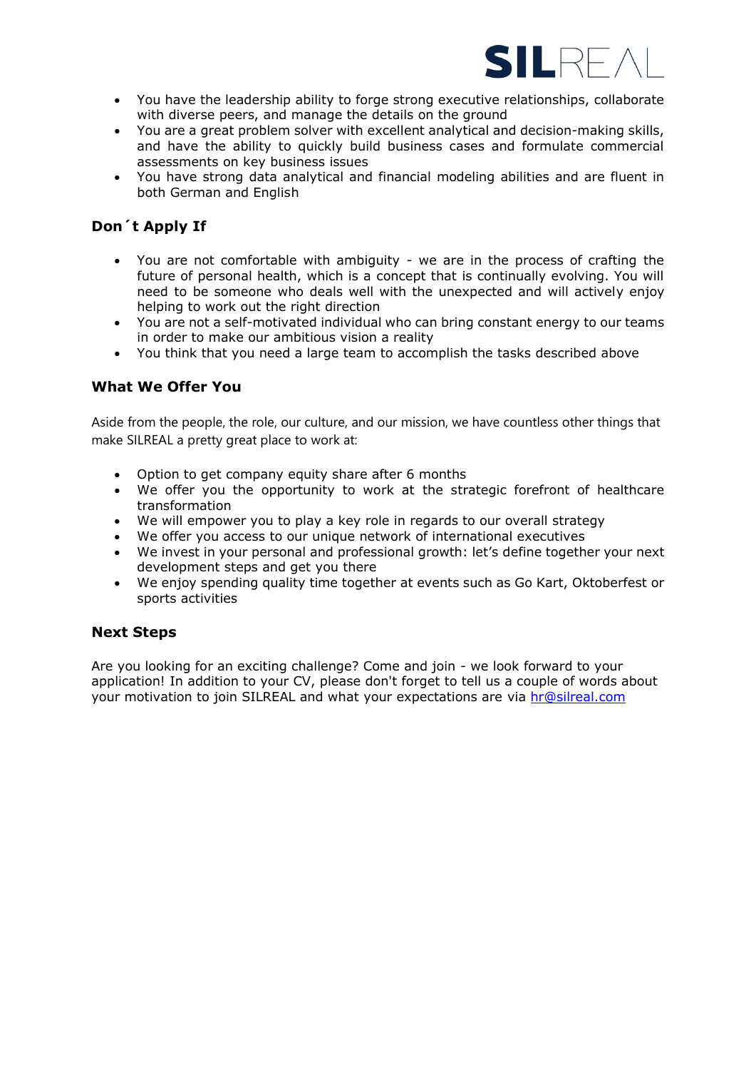- You have the leadership ability to forge strong executive relationships, collaborate with diverse peers, and manage the details on the ground
- You are a great problem solver with excellent analytical and decision-making skills, and have the ability to quickly build business cases and formulate commercial assessments on key business issues
- You have strong data analytical and financial modeling abilities and are fluent in both German and English

## Don´t Apply If

- You are not comfortable with ambiguity - we are in the process of crafting the future of personal health, which is a concept that is continually evolving. You will need to be someone who deals well with the unexpected and will actively enjoy helping to work out the right direction
- You are not a self-motivated individual who can bring constant energy to our teams in order to make our ambitious vision a reality
- You think that you need a large team to accomplish the tasks described above

## What We Offer You

Aside from the people, the role, our culture, and our mission, we have countless other things that make SILREAL a pretty great place to work at:

- Option to get company equity share after 6 months
- We offer you the opportunity to work at the strategic forefront of healthcare transformation
- We will empower you to play a key role in regards to our overall strategy
- We offer you access to our unique network of international executives
- We invest in your personal and professional growth: let's define together your next development steps and get you there
- We enjoy spending quality time together at events such as Go Kart, Oktoberfest or sports activities

## Next Steps

Are you looking for an exciting challenge? Come and join - we look forward to your application! In addition to your CV, please don't forget to tell us a couple of words about your motivation to join SILREAL and what your expectations are via hr@silreal.com